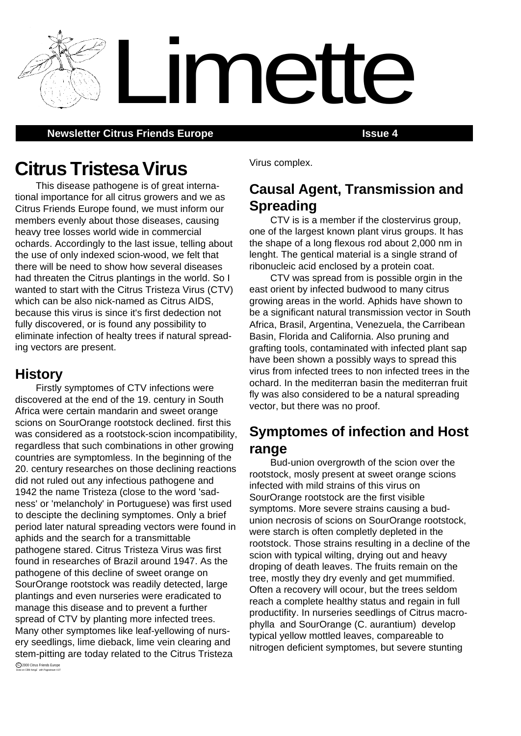# Limette

**Newsletter Citrus Friends Europe** **Issue 4**

# Citrus Tristesa Virus

This disease pathogene is of great international importance for all citrus growers and we as Citrus Friends Europe found, we must inform our members evenly about those diseases, causing heavy tree losses world wide in commercial ochards. Accordingly to the last issue, telling about the use of only indexed scion-wood, we felt that there will be need to show how several diseases had threaten the Citrus plantings in the world. So I wanted to start with the Citrus Tristeza Virus (CTV) which can be also nick-named as Citrus AIDS, because this virus is since it's first dedection not fully discovered, or is found any possibility to eliminate infection of healty trees if natural spreading vectors are present.

## History

Firstly symptomes of CTV infections were discovered at the end of the 19. century in South Africa were certain mandarin and sweet orange scions on SourOrange rootstock declined. first this was considered as a rootstock-scion incompatibility, regardless that such combinations in other growing countries are symptomless. In the beginning of the 20. century researches on those declining reactions did not ruled out any infectious pathogene and 1942 the name Tristeza (close to the word 'sadness' or 'melancholy' in Portuguese) was first used to descipte the declining symptomes. Only a brief period later natural spreading vectors were found in aphids and the search for a transmittable pathogene stared. Citrus Tristeza Virus was first found in researches of Brazil around 1947. As the pathogene of this decline of sweet orange on SourOrange rootstock was readily detected, large plantings and even nurseries were eradicated to manage this disease and to prevent a further spread of CTV by planting more infected trees. Many other symptomes like leaf-yellowing of nursery seedlings, lime dieback, lime vein clearing and stem-pitting are today related to the Citrus Tristeza Virus complex.

## Causal Agent, Transmission and Spreading

CTV is is a member if the clostervirus group, one of the largest known plant virus groups. It has the shape of a long flexous rod about 2,000 nm in lenght. The gentical material is a single strand of ribonucleic acid enclosed by a protein coat.

CTV was spread from is possible orgin in the east orient by infected budwood to many citrus growing areas in the world. Aphids have shown to be a significant natural transmission vector in South Africa, Brasil, Argentina, Venezuela, the Carribean Basin, Florida and California. Also pruning and grafting tools, contaminated with infected plant sap have been shown a possibly ways to spread this virus from infected trees to non infected trees in the ochard. In the mediterran basin the mediterran fruit fly was also considered to be a natural spreading vector, but there was no proof.

## Symptomes of infection and Host range

Bud-union overgrowth of the scion over the rootstock, mosly present at sweet orange scions infected with mild strains of this virus on SourOrange rootstock are the first visible symptoms. More severe strains causing a bud-union necrosis of scions on SourOrange rootstock, were starch is often completly depleted in the rootstock. Those strains resulting in a decline of the scion with typical wilting, drying out and heavy droping of death leaves. The fruits remain on the tree, mostly they dry evenly and get mummified. Often a recovery will ocour, but the trees seldom reach a complete healthy status and regain in full productifity. In nurseries seedlings of Citrus macrophylla and SourOrange (C. aurantium) develop typical yellow mottled leaves, compareable to nitrogen deficient symptomes, but severe stunting

© 2000 Citrus Friends Europe
Done on CBM Amiga with Pagestream 4.07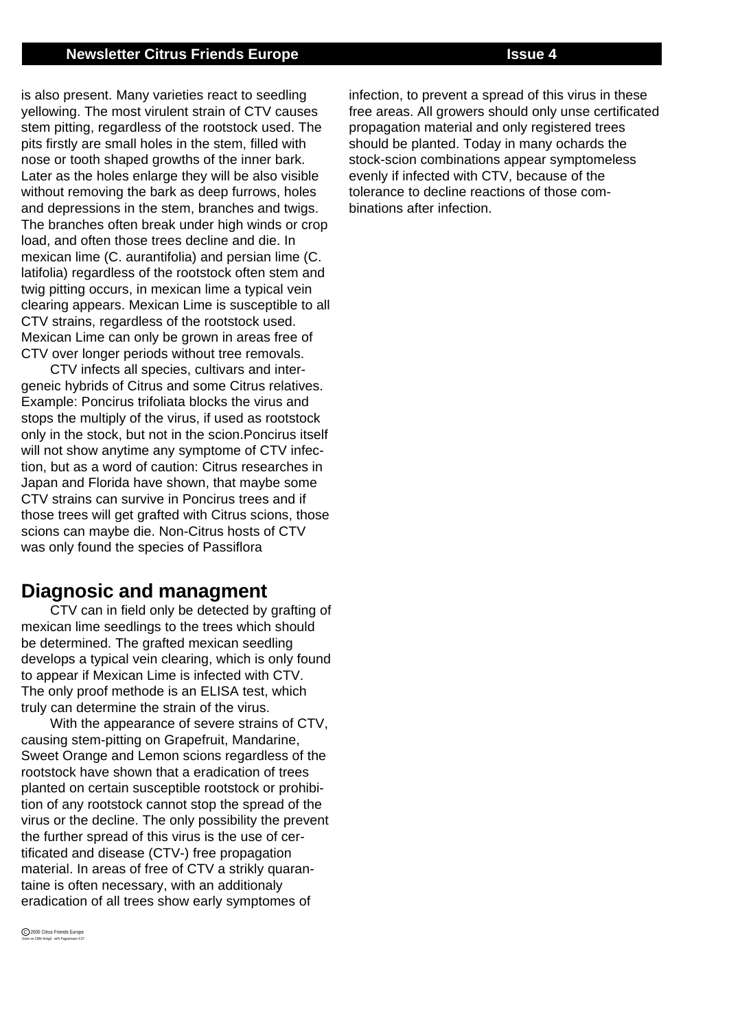is also present. Many varieties react to seedling yellowing. The most virulent strain of CTV causes stem pitting, regardless of the rootstock used. The pits firstly are small holes in the stem, filled with nose or tooth shaped growths of the inner bark. Later as the holes enlarge they will be also visible without removing the bark as deep furrows, holes and depressions in the stem, branches and twigs. The branches often break under high winds or crop load, and often those trees decline and die. In mexican lime (C. aurantifolia) and persian lime (C. latifolia) regardless of the rootstock often stem and twig pitting occurs, in mexican lime a typical vein clearing appears. Mexican Lime is susceptible to all CTV strains, regardless of the rootstock used. Mexican Lime can only be grown in areas free of CTV over longer periods without tree removals.

CTV infects all species, cultivars and intergeneic hybrids of Citrus and some Citrus relatives. Example: Poncirus trifoliata blocks the virus and stops the multiply of the virus, if used as rootstock only in the stock, but not in the scion.Poncirus itself will not show anytime any symptome of CTV infection, but as a word of caution: Citrus researches in Japan and Florida have shown, that maybe some CTV strains can survive in Poncirus trees and if those trees will get grafted with Citrus scions, those scions can maybe die. Non-Citrus hosts of CTV was only found the species of Passiflora

## Diagnosic and managment

CTV can in field only be detected by grafting of mexican lime seedlings to the trees which should be determined. The grafted mexican seedling develops a typical vein clearing, which is only found to appear if Mexican Lime is infected with CTV. The only proof methode is an ELISA test, which truly can determine the strain of the virus.

With the appearance of severe strains of CTV, causing stem-pitting on Grapefruit, Mandarine, Sweet Orange and Lemon scions regardless of the rootstock have shown that a eradication of trees planted on certain susceptible rootstock or prohibition of any rootstock cannot stop the spread of the virus or the decline. The only possibility the prevent the further spread of this virus is the use of certificated and disease (CTV-) free propagation material. In areas of free of CTV a strikly quarantaine is often necessary, with an additionaly eradication of all trees show early symptomes of infection, to prevent a spread of this virus in these free areas. All growers should only unse certificated propagation material and only registered trees should be planted. Today in many ochards the stock-scion combinations appear symptomeless evenly if infected with CTV, because of the tolerance to decline reactions of those combinations after infection.

© 2000 Citrus Friends Europe
Done on CBM Amiga with Pagestream 4.07